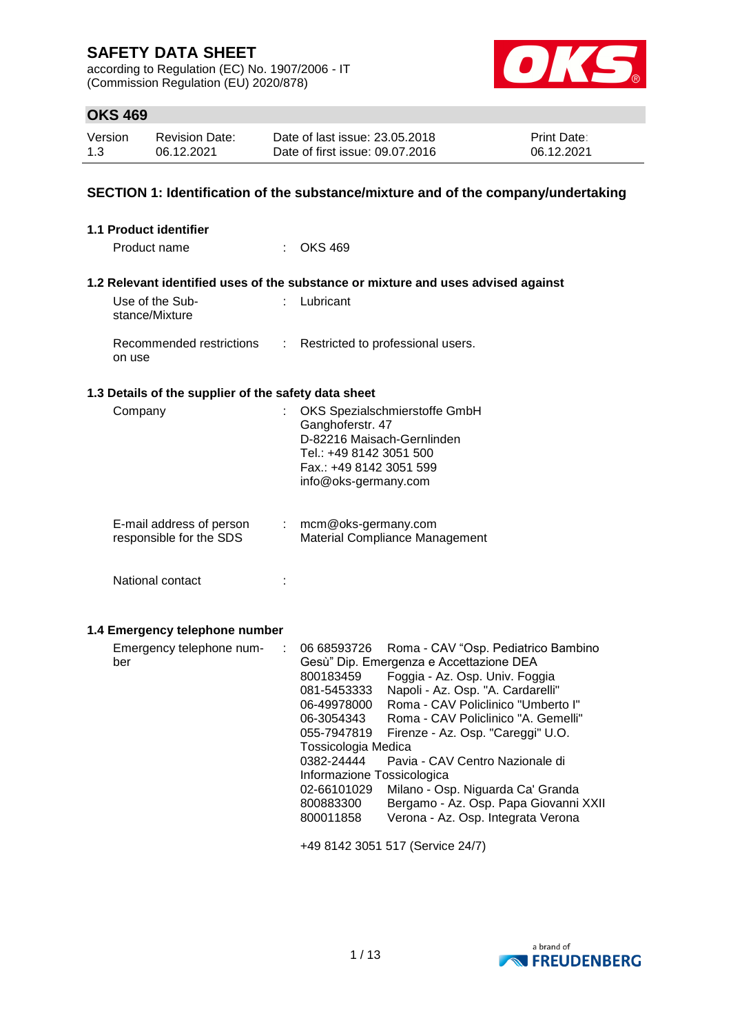# SAFETY DATA SHEET

according to Regulation (EC) No. 1907/2006 - IT (Commission Regulation (EU) 2020/878)

## OKS 469

| Version | Revision Date: | Date of last issue: 23.05.2018 | Print Date: |
|---|---|---|---|
| 1.3 | 06.12.2021 | Date of first issue: 09.07.2016 | 06.12.2021 |

## SECTION 1: Identification of the substance/mixture and of the company/undertaking

### 1.1 Product identifier

Product name : OKS 469

### 1.2 Relevant identified uses of the substance or mixture and uses advised against

Use of the Substance/Mixture : Lubricant

Recommended restrictions on use : Restricted to professional users.

### 1.3 Details of the supplier of the safety data sheet

Company : OKS Spezialschmierstoffe GmbH
Ganghoferstr. 47
D-82216 Maisach-Gernlinden
Tel.: +49 8142 3051 500
Fax.: +49 8142 3051 599
info@oks-germany.com

E-mail address of person responsible for the SDS : mcm@oks-germany.com
Material Compliance Management

National contact :

### 1.4 Emergency telephone number

Emergency telephone number :

06 68593726 Roma - CAV "Osp. Pediatrico Bambino Gesù" Dip. Emergenza e Accettazione DEA
800183459 Foggia - Az. Osp. Univ. Foggia
081-5453333 Napoli - Az. Osp. "A. Cardarelli"
06-49978000 Roma - CAV Policlinico "Umberto I"
06-3054343 Roma - CAV Policlinico "A. Gemelli"
055-7947819 Firenze - Az. Osp. "Careggi" U.O. Tossicologia Medica
0382-24444 Pavia - CAV Centro Nazionale di Informazione Tossicologica
02-66101029 Milano - Osp. Niguarda Ca' Granda
800883300 Bergamo - Az. Osp. Papa Giovanni XXII
800011858 Verona - Az. Osp. Integrata Verona

+49 8142 3051 517 (Service 24/7)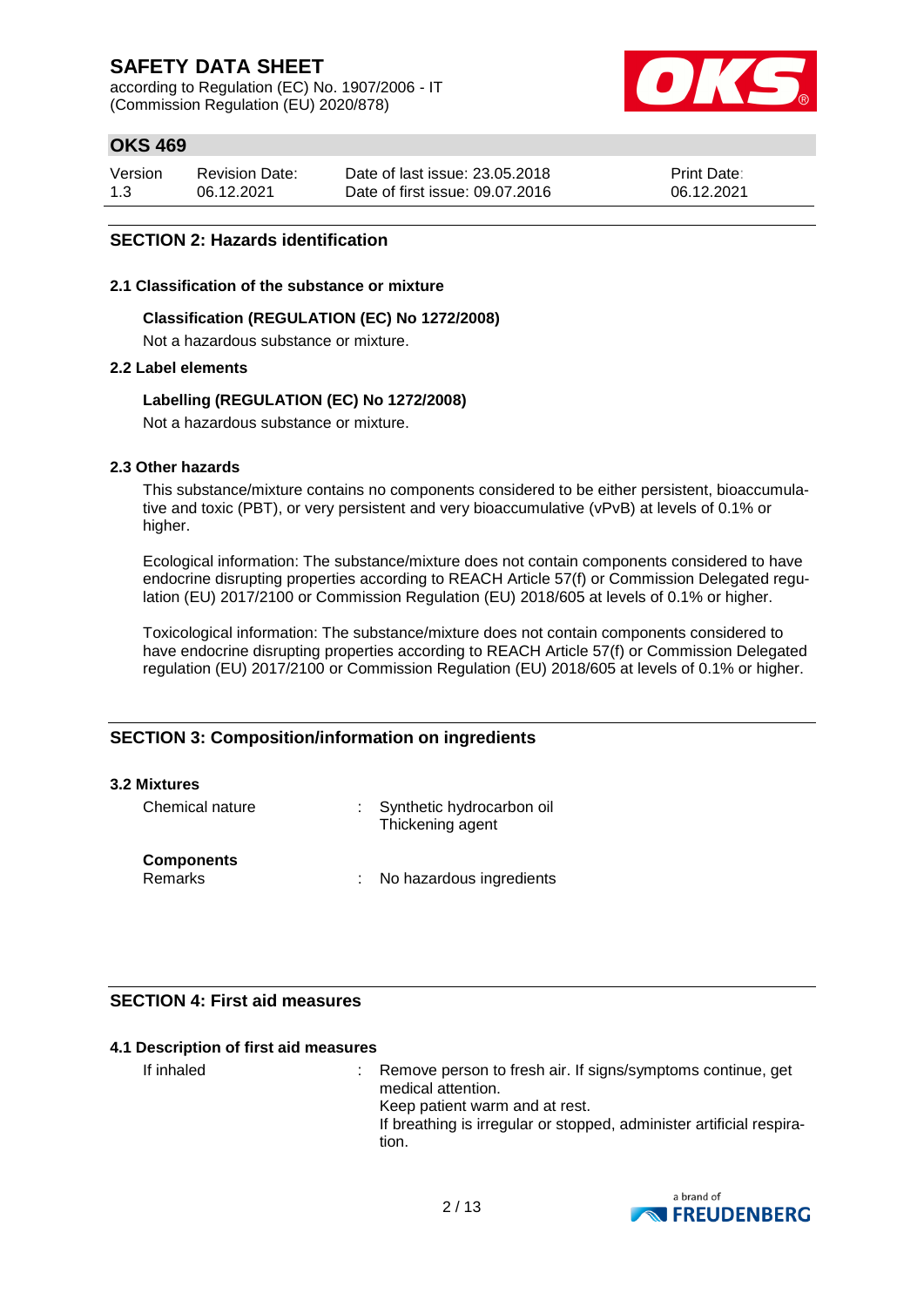## SECTION 2: Hazards identification

### 2.1 Classification of the substance or mixture

**Classification (REGULATION (EC) No 1272/2008)**

Not a hazardous substance or mixture.

### 2.2 Label elements

**Labelling (REGULATION (EC) No 1272/2008)**

Not a hazardous substance or mixture.

### 2.3 Other hazards

This substance/mixture contains no components considered to be either persistent, bioaccumulative and toxic (PBT), or very persistent and very bioaccumulative (vPvB) at levels of 0.1% or higher.

Ecological information: The substance/mixture does not contain components considered to have endocrine disrupting properties according to REACH Article 57(f) or Commission Delegated regulation (EU) 2017/2100 or Commission Regulation (EU) 2018/605 at levels of 0.1% or higher.

Toxicological information: The substance/mixture does not contain components considered to have endocrine disrupting properties according to REACH Article 57(f) or Commission Delegated regulation (EU) 2017/2100 or Commission Regulation (EU) 2018/605 at levels of 0.1% or higher.

## SECTION 3: Composition/information on ingredients

### 3.2 Mixtures

Chemical nature : Synthetic hydrocarbon oil
Thickening agent

**Components**

Remarks : No hazardous ingredients

## SECTION 4: First aid measures

### 4.1 Description of first aid measures

If inhaled : Remove person to fresh air. If signs/symptoms continue, get medical attention.
Keep patient warm and at rest.
If breathing is irregular or stopped, administer artificial respiration.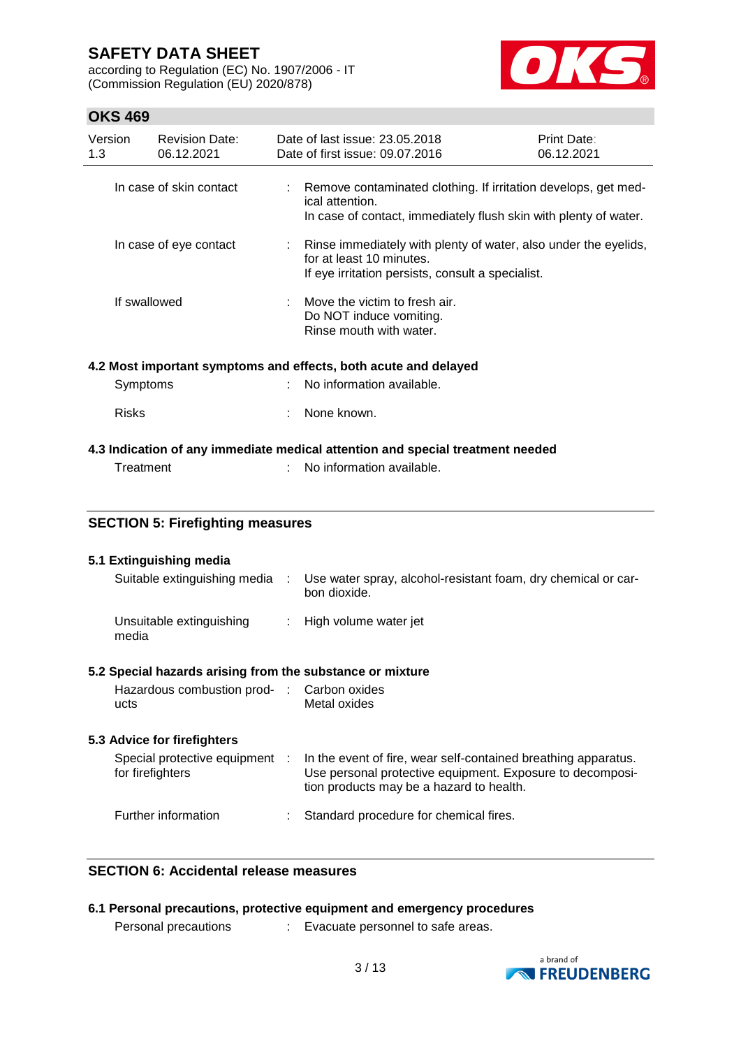| | | |
|---|---|---|
| In case of skin contact | : | Remove contaminated clothing. If irritation develops, get medical attention.<br>In case of contact, immediately flush skin with plenty of water. |
| In case of eye contact | : | Rinse immediately with plenty of water, also under the eyelids, for at least 10 minutes.<br>If eye irritation persists, consult a specialist. |
| If swallowed | : | Move the victim to fresh air.<br>Do NOT induce vomiting.<br>Rinse mouth with water. |

### 4.2 Most important symptoms and effects, both acute and delayed

| | | |
|---|---|---|
| Symptoms | : | No information available. |
| Risks | : | None known. |

### 4.3 Indication of any immediate medical attention and special treatment needed

| | | |
|---|---|---|
| Treatment | : | No information available. |

## SECTION 5: Firefighting measures

### 5.1 Extinguishing media

| | | |
|---|---|---|
| Suitable extinguishing media | : | Use water spray, alcohol-resistant foam, dry chemical or carbon dioxide. |
| Unsuitable extinguishing media | : | High volume water jet |

### 5.2 Special hazards arising from the substance or mixture

| | | |
|---|---|---|
| Hazardous combustion products | : | Carbon oxides<br>Metal oxides |

### 5.3 Advice for firefighters

| | | |
|---|---|---|
| Special protective equipment for firefighters | : | In the event of fire, wear self-contained breathing apparatus. Use personal protective equipment. Exposure to decomposition products may be a hazard to health. |
| Further information | : | Standard procedure for chemical fires. |

## SECTION 6: Accidental release measures

### 6.1 Personal precautions, protective equipment and emergency procedures

| | | |
|---|---|---|
| Personal precautions | : | Evacuate personnel to safe areas. |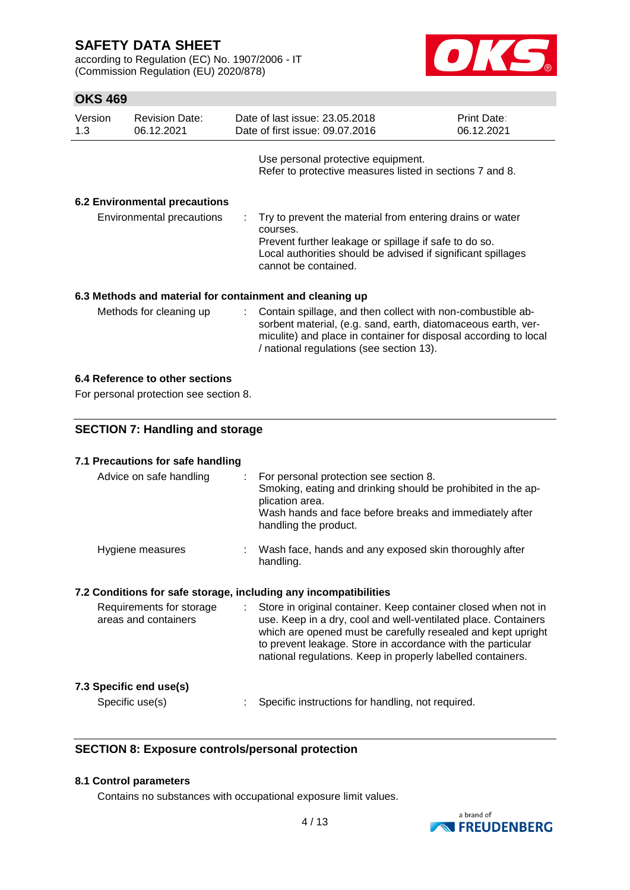Use personal protective equipment.
Refer to protective measures listed in sections 7 and 8.

### 6.2 Environmental precautions

| | |
|---|---|
| Environmental precautions | : Try to prevent the material from entering drains or water courses.<br>Prevent further leakage or spillage if safe to do so.<br>Local authorities should be advised if significant spillages cannot be contained. |

### 6.3 Methods and material for containment and cleaning up

| | |
|---|---|
| Methods for cleaning up | : Contain spillage, and then collect with non-combustible absorbent material, (e.g. sand, earth, diatomaceous earth, vermiculite) and place in container for disposal according to local / national regulations (see section 13). |

### 6.4 Reference to other sections

For personal protection see section 8.

## SECTION 7: Handling and storage

### 7.1 Precautions for safe handling

| | |
|---|---|
| Advice on safe handling | : For personal protection see section 8.<br>Smoking, eating and drinking should be prohibited in the application area.<br>Wash hands and face before breaks and immediately after handling the product. |
| Hygiene measures | : Wash face, hands and any exposed skin thoroughly after handling. |

### 7.2 Conditions for safe storage, including any incompatibilities

| | |
|---|---|
| Requirements for storage areas and containers | : Store in original container. Keep container closed when not in use. Keep in a dry, cool and well-ventilated place. Containers which are opened must be carefully resealed and kept upright to prevent leakage. Store in accordance with the particular national regulations. Keep in properly labelled containers. |

### 7.3 Specific end use(s)

| | |
|---|---|
| Specific use(s) | : Specific instructions for handling, not required. |

## SECTION 8: Exposure controls/personal protection

### 8.1 Control parameters

Contains no substances with occupational exposure limit values.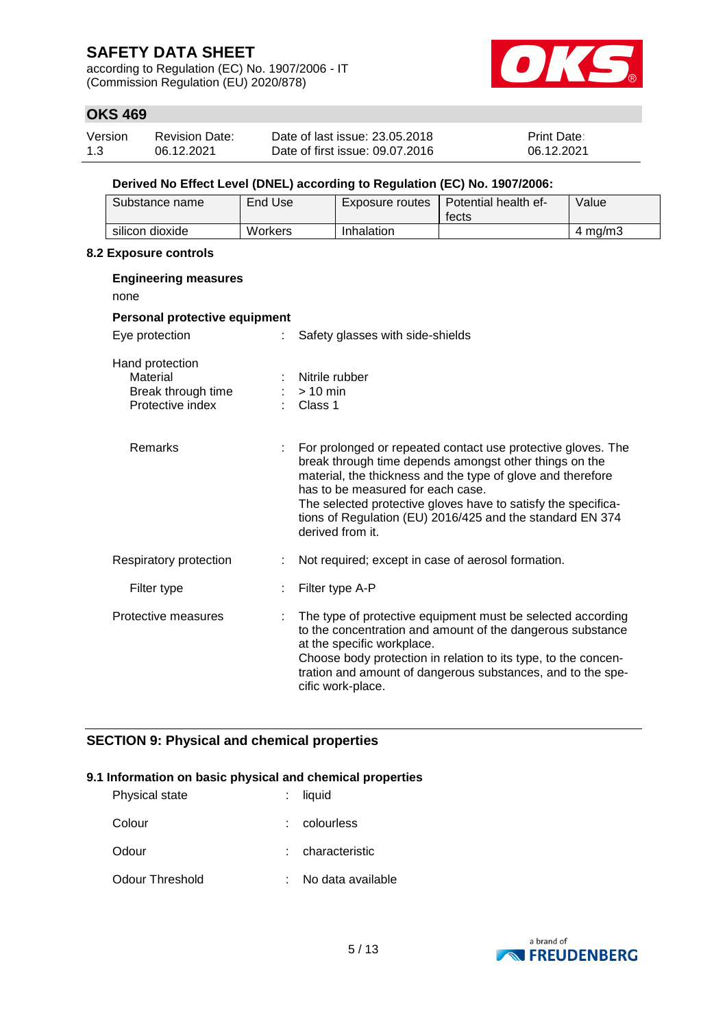**Derived No Effect Level (DNEL) according to Regulation (EC) No. 1907/2006:**

| Substance name | End Use | Exposure routes | Potential health effects | Value |
|---|---|---|---|---|
| silicon dioxide | Workers | Inhalation | | 4 mg/m3 |

### 8.2 Exposure controls

**Engineering measures**

none

**Personal protective equipment**

Eye protection : Safety glasses with side-shields

Hand protection
- Material : Nitrile rubber
- Break through time : > 10 min
- Protective index : Class 1

- Remarks : For prolonged or repeated contact use protective gloves. The break through time depends amongst other things on the material, the thickness and the type of glove and therefore has to be measured for each case.
  The selected protective gloves have to satisfy the specifications of Regulation (EU) 2016/425 and the standard EN 374 derived from it.

Respiratory protection : Not required; except in case of aerosol formation.

- Filter type : Filter type A-P

Protective measures : The type of protective equipment must be selected according to the concentration and amount of the dangerous substance at the specific workplace.
Choose body protection in relation to its type, to the concentration and amount of dangerous substances, and to the specific work-place.

## SECTION 9: Physical and chemical properties

### 9.1 Information on basic physical and chemical properties

Physical state : liquid

Colour : colourless

Odour : characteristic

Odour Threshold : No data available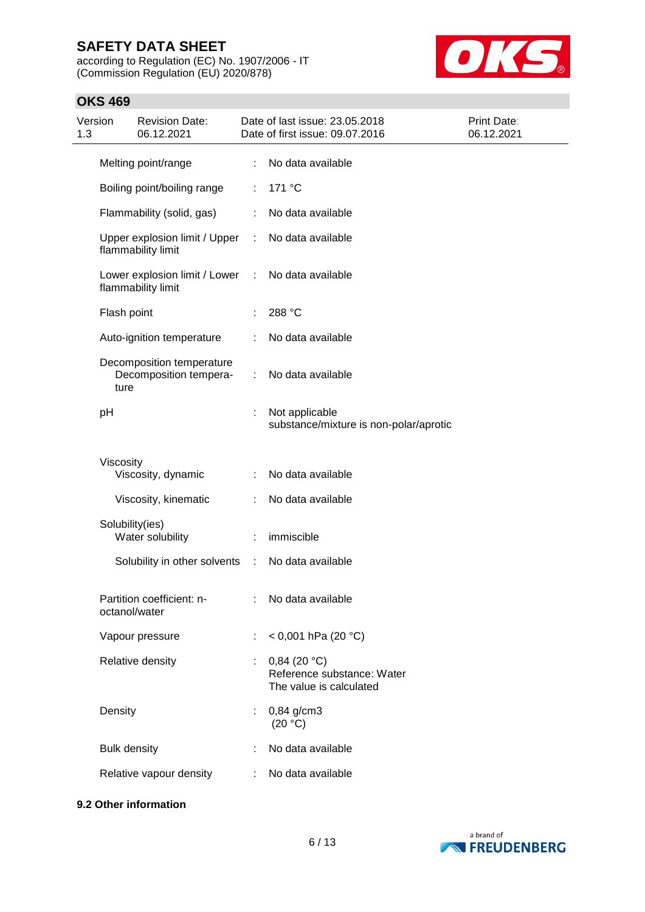| Property | | Value |
|---|---|---|
| Melting point/range | : | No data available |
| Boiling point/boiling range | : | 171 °C |
| Flammability (solid, gas) | : | No data available |
| Upper explosion limit / Upper flammability limit | : | No data available |
| Lower explosion limit / Lower flammability limit | : | No data available |
| Flash point | : | 288 °C |
| Auto-ignition temperature | : | No data available |
| Decomposition temperature<br>Decomposition temperature | : | No data available |
| pH | : | Not applicable<br>substance/mixture is non-polar/aprotic |
| Viscosity | | |
| Viscosity, dynamic | : | No data available |
| Viscosity, kinematic | : | No data available |
| Solubility(ies) | | |
| Water solubility | : | immiscible |
| Solubility in other solvents | : | No data available |
| Partition coefficient: n-octanol/water | : | No data available |
| Vapour pressure | : | < 0,001 hPa (20 °C) |
| Relative density | : | 0,84 (20 °C)<br>Reference substance: Water<br>The value is calculated |
| Density | : | 0,84 g/cm3<br>(20 °C) |
| Bulk density | : | No data available |
| Relative vapour density | : | No data available |

**9.2 Other information**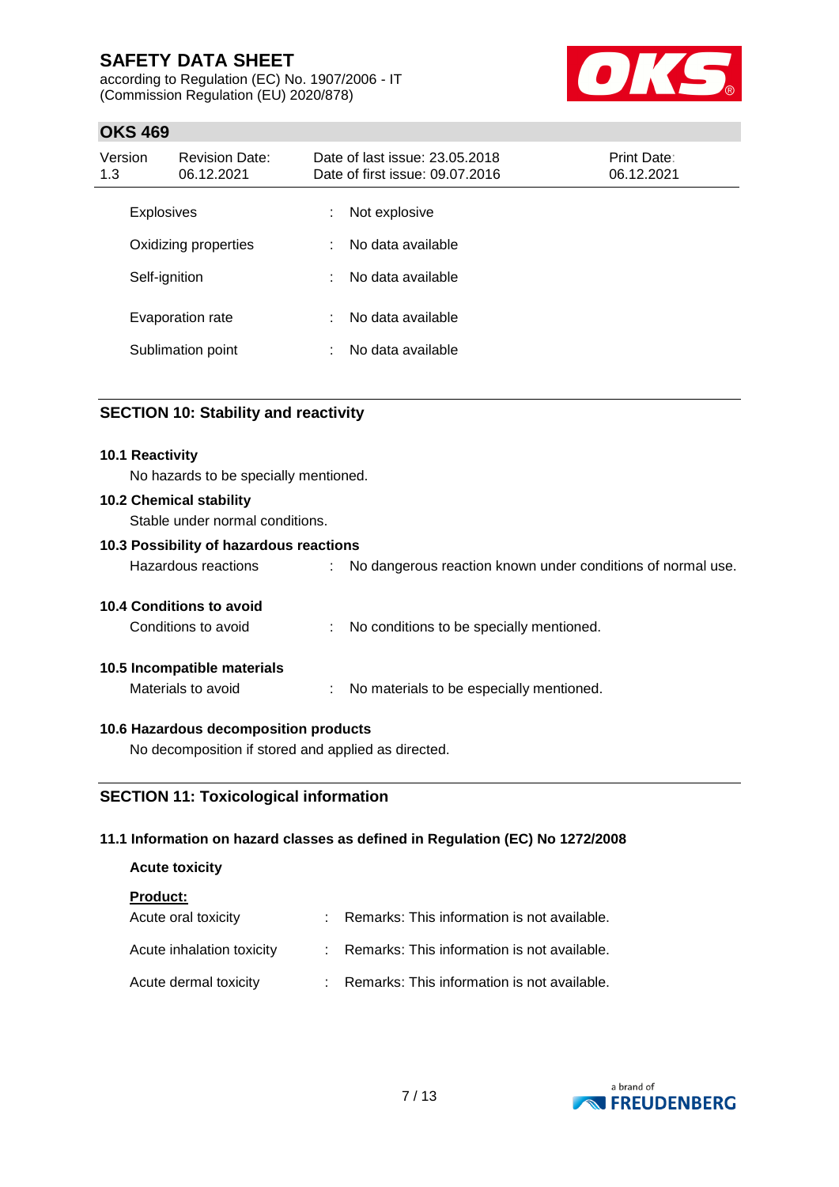| | | |
|---|---|---|
| Explosives | : | Not explosive |
| Oxidizing properties | : | No data available |
| Self-ignition | : | No data available |
| Evaporation rate | : | No data available |
| Sublimation point | : | No data available |

## SECTION 10: Stability and reactivity

### 10.1 Reactivity

No hazards to be specially mentioned.

### 10.2 Chemical stability

Stable under normal conditions.

### 10.3 Possibility of hazardous reactions

Hazardous reactions : No dangerous reaction known under conditions of normal use.

### 10.4 Conditions to avoid

Conditions to avoid : No conditions to be specially mentioned.

### 10.5 Incompatible materials

Materials to avoid : No materials to be especially mentioned.

### 10.6 Hazardous decomposition products

No decomposition if stored and applied as directed.

## SECTION 11: Toxicological information

### 11.1 Information on hazard classes as defined in Regulation (EC) No 1272/2008

**Acute toxicity**

**Product:**

| | | |
|---|---|---|
| Acute oral toxicity | : | Remarks: This information is not available. |
| Acute inhalation toxicity | : | Remarks: This information is not available. |
| Acute dermal toxicity | : | Remarks: This information is not available. |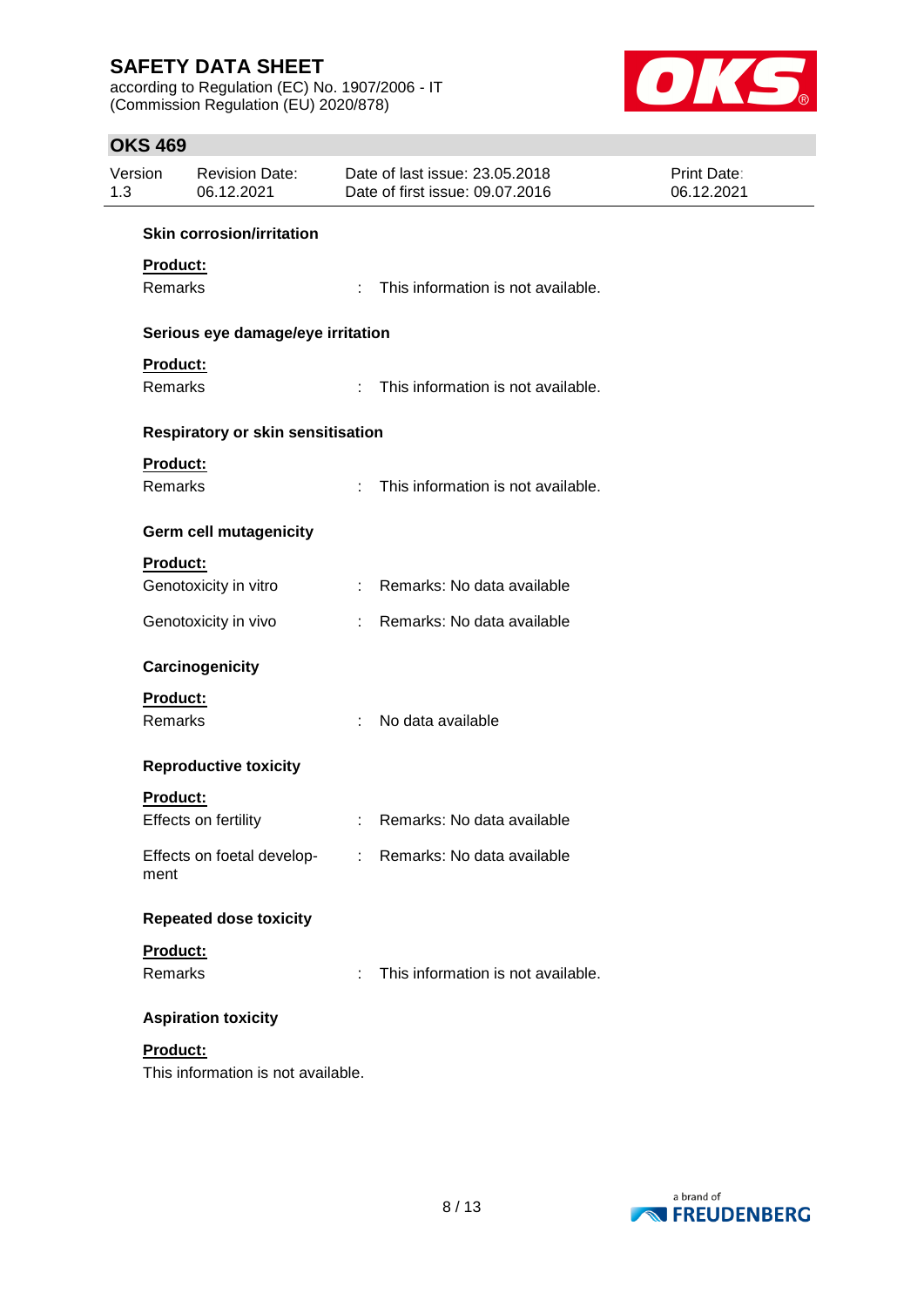**Skin corrosion/irritation**

**Product:**

Remarks : This information is not available.

**Serious eye damage/eye irritation**

**Product:**

Remarks : This information is not available.

**Respiratory or skin sensitisation**

**Product:**

Remarks : This information is not available.

**Germ cell mutagenicity**

**Product:**

Genotoxicity in vitro : Remarks: No data available

Genotoxicity in vivo : Remarks: No data available

**Carcinogenicity**

**Product:**

Remarks : No data available

**Reproductive toxicity**

**Product:**

Effects on fertility : Remarks: No data available

Effects on foetal development : Remarks: No data available

**Repeated dose toxicity**

**Product:**

Remarks : This information is not available.

**Aspiration toxicity**

**Product:**

This information is not available.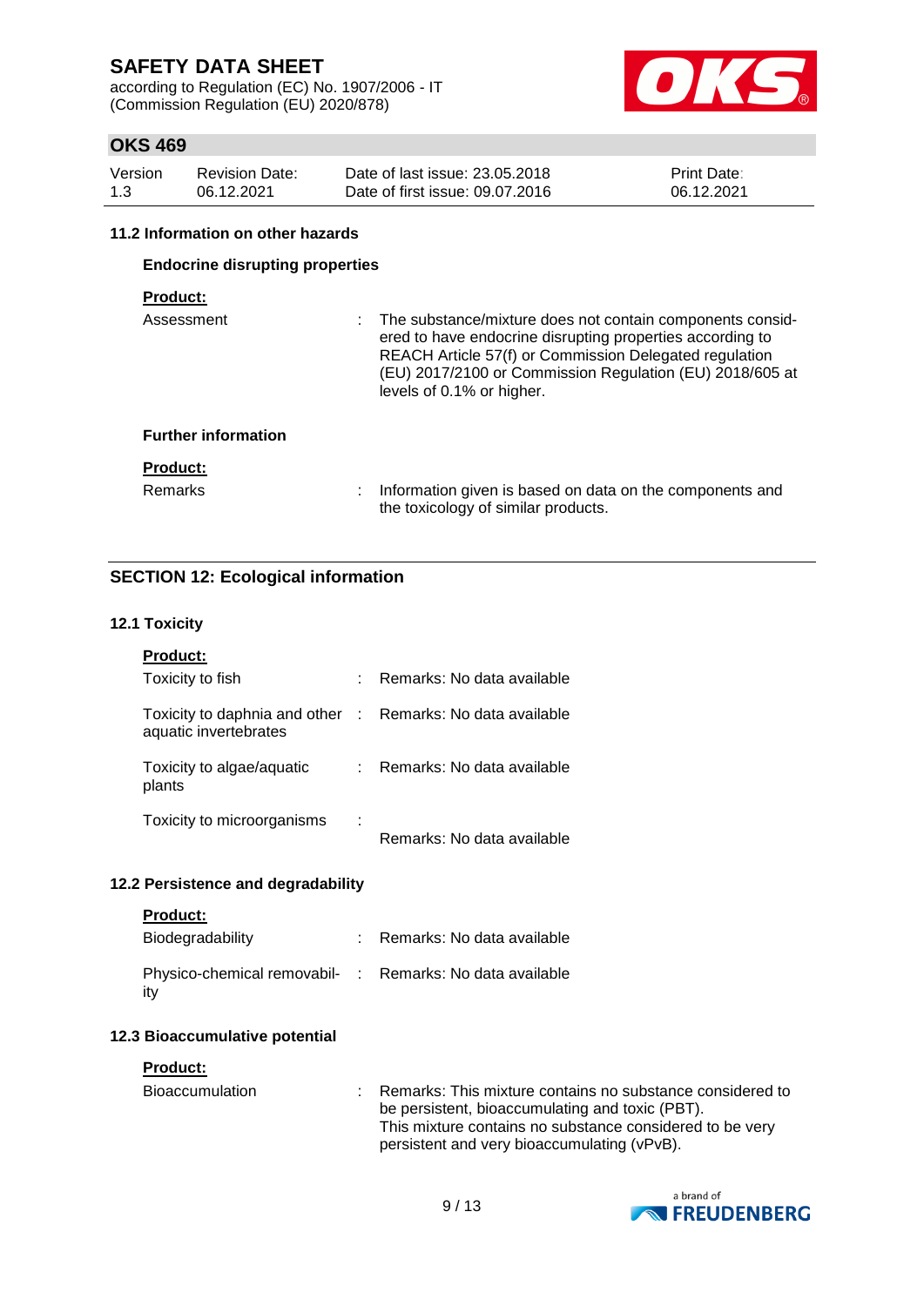### 11.2 Information on other hazards

**Endocrine disrupting properties**

**Product:**

| | | |
|---|---|---|
| Assessment | : | The substance/mixture does not contain components considered to have endocrine disrupting properties according to REACH Article 57(f) or Commission Delegated regulation (EU) 2017/2100 or Commission Regulation (EU) 2018/605 at levels of 0.1% or higher. |

**Further information**

**Product:**

| | | |
|---|---|---|
| Remarks | : | Information given is based on data on the components and the toxicology of similar products. |

## SECTION 12: Ecological information

### 12.1 Toxicity

**Product:**

| | | |
|---|---|---|
| Toxicity to fish | : | Remarks: No data available |
| Toxicity to daphnia and other aquatic invertebrates | : | Remarks: No data available |
| Toxicity to algae/aquatic plants | : | Remarks: No data available |
| Toxicity to microorganisms | : | Remarks: No data available |

### 12.2 Persistence and degradability

**Product:**

| | | |
|---|---|---|
| Biodegradability | : | Remarks: No data available |
| Physico-chemical removability | : | Remarks: No data available |

### 12.3 Bioaccumulative potential

**Product:**

| | | |
|---|---|---|
| Bioaccumulation | : | Remarks: This mixture contains no substance considered to be persistent, bioaccumulating and toxic (PBT). This mixture contains no substance considered to be very persistent and very bioaccumulating (vPvB). |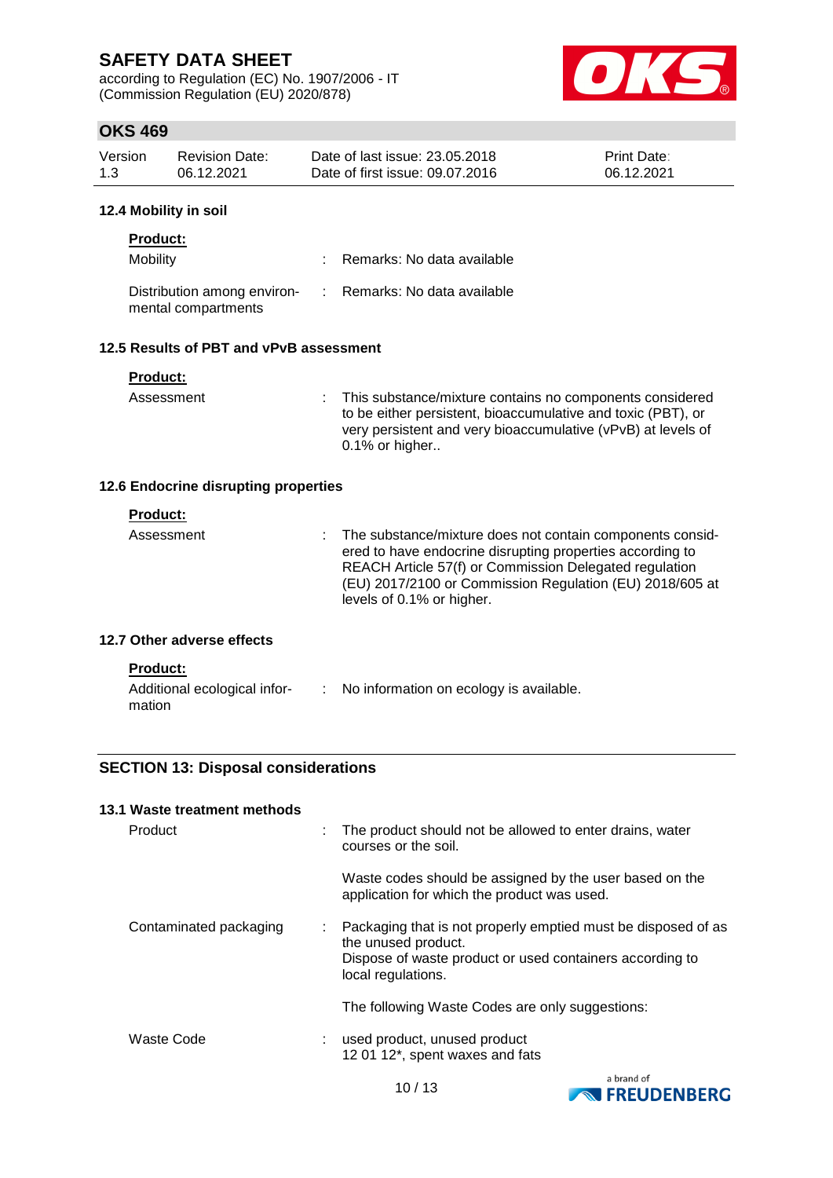### 12.4 Mobility in soil

**Product:**

| | | |
|---|---|---|
| Mobility | : | Remarks: No data available |
| Distribution among environmental compartments | : | Remarks: No data available |

### 12.5 Results of PBT and vPvB assessment

**Product:**

| | | |
|---|---|---|
| Assessment | : | This substance/mixture contains no components considered to be either persistent, bioaccumulative and toxic (PBT), or very persistent and very bioaccumulative (vPvB) at levels of 0.1% or higher.. |

### 12.6 Endocrine disrupting properties

**Product:**

| | | |
|---|---|---|
| Assessment | : | The substance/mixture does not contain components considered to have endocrine disrupting properties according to REACH Article 57(f) or Commission Delegated regulation (EU) 2017/2100 or Commission Regulation (EU) 2018/605 at levels of 0.1% or higher. |

### 12.7 Other adverse effects

**Product:**

| | | |
|---|---|---|
| Additional ecological information | : | No information on ecology is available. |

## SECTION 13: Disposal considerations

### 13.1 Waste treatment methods

| | | |
|---|---|---|
| Product | : | The product should not be allowed to enter drains, water courses or the soil.<br><br>Waste codes should be assigned by the user based on the application for which the product was used. |
| Contaminated packaging | : | Packaging that is not properly emptied must be disposed of as the unused product.<br>Dispose of waste product or used containers according to local regulations.<br><br>The following Waste Codes are only suggestions: |
| Waste Code | : | used product, unused product<br>12 01 12*, spent waxes and fats |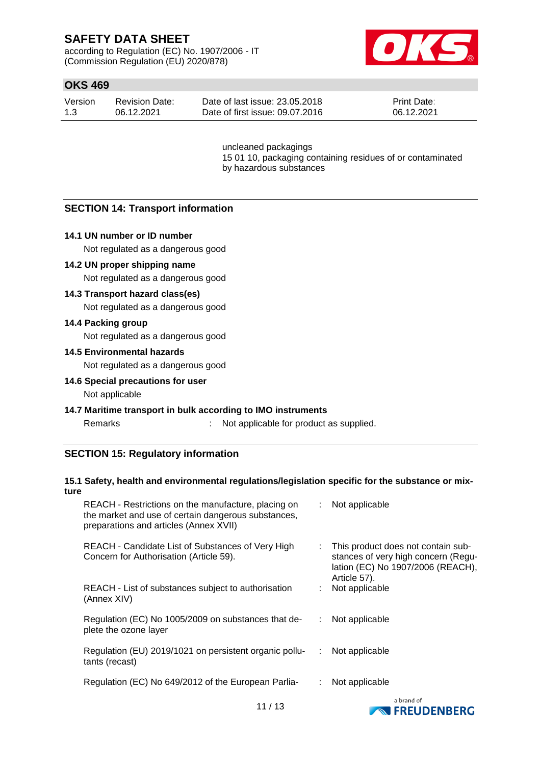uncleaned packagings
15 01 10, packaging containing residues of or contaminated by hazardous substances

## SECTION 14: Transport information

**14.1 UN number or ID number**

Not regulated as a dangerous good

**14.2 UN proper shipping name**

Not regulated as a dangerous good

**14.3 Transport hazard class(es)**

Not regulated as a dangerous good

**14.4 Packing group**

Not regulated as a dangerous good

**14.5 Environmental hazards**

Not regulated as a dangerous good

**14.6 Special precautions for user**

Not applicable

**14.7 Maritime transport in bulk according to IMO instruments**

Remarks : Not applicable for product as supplied.

## SECTION 15: Regulatory information

**15.1 Safety, health and environmental regulations/legislation specific for the substance or mixture**

| | | |
|---|---|---|
| REACH - Restrictions on the manufacture, placing on the market and use of certain dangerous substances, preparations and articles (Annex XVII) | : | Not applicable |
| REACH - Candidate List of Substances of Very High Concern for Authorisation (Article 59). | : | This product does not contain substances of very high concern (Regulation (EC) No 1907/2006 (REACH), Article 57). |
| REACH - List of substances subject to authorisation (Annex XIV) | : | Not applicable |
| Regulation (EC) No 1005/2009 on substances that deplete the ozone layer | : | Not applicable |
| Regulation (EU) 2019/1021 on persistent organic pollutants (recast) | : | Not applicable |
| Regulation (EC) No 649/2012 of the European Parlia- | : | Not applicable |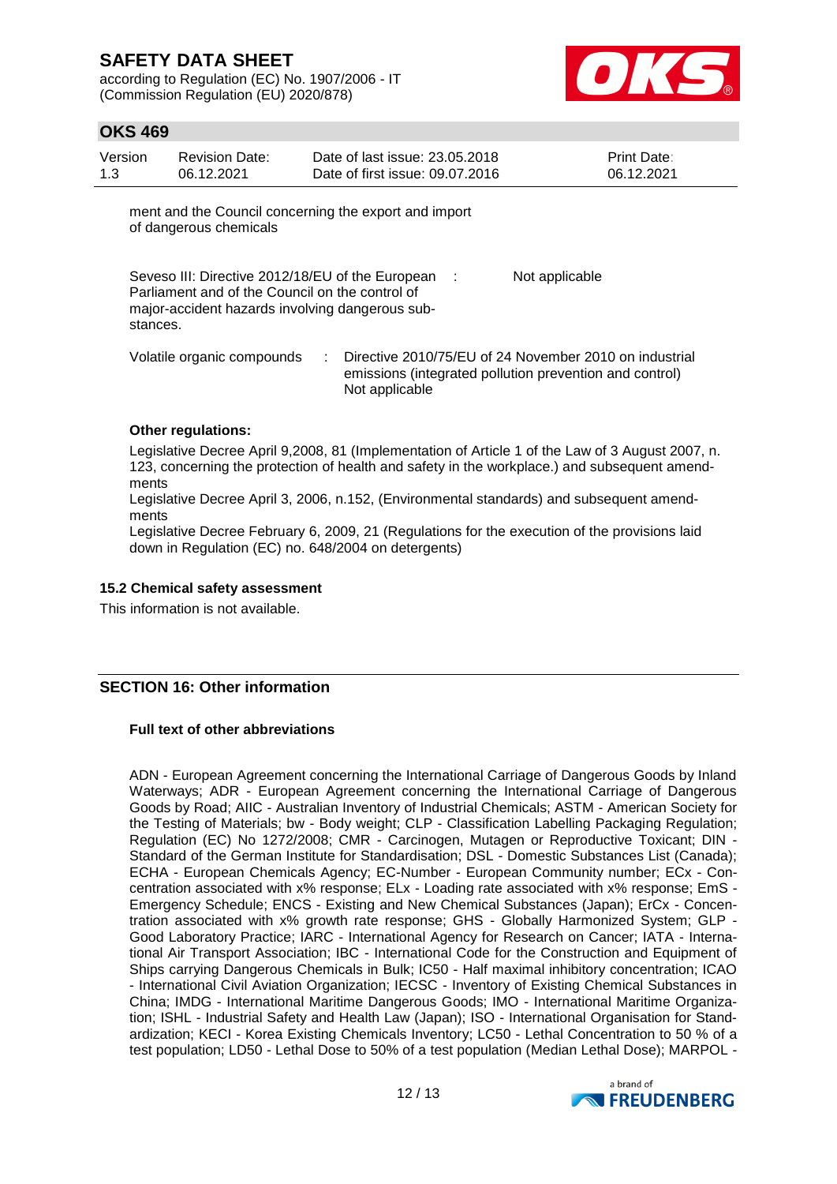ment and the Council concerning the export and import of dangerous chemicals

| | | |
|---|---|---|
| Seveso III: Directive 2012/18/EU of the European Parliament and of the Council on the control of major-accident hazards involving dangerous substances. | : | Not applicable |
| Volatile organic compounds | : | Directive 2010/75/EU of 24 November 2010 on industrial emissions (integrated pollution prevention and control)<br>Not applicable |

**Other regulations:**

Legislative Decree April 9,2008, 81 (Implementation of Article 1 of the Law of 3 August 2007, n. 123, concerning the protection of health and safety in the workplace.) and subsequent amendments

Legislative Decree April 3, 2006, n.152, (Environmental standards) and subsequent amendments

Legislative Decree February 6, 2009, 21 (Regulations for the execution of the provisions laid down in Regulation (EC) no. 648/2004 on detergents)

### 15.2 Chemical safety assessment

This information is not available.

## SECTION 16: Other information

**Full text of other abbreviations**

ADN - European Agreement concerning the International Carriage of Dangerous Goods by Inland Waterways; ADR - European Agreement concerning the International Carriage of Dangerous Goods by Road; AIIC - Australian Inventory of Industrial Chemicals; ASTM - American Society for the Testing of Materials; bw - Body weight; CLP - Classification Labelling Packaging Regulation; Regulation (EC) No 1272/2008; CMR - Carcinogen, Mutagen or Reproductive Toxicant; DIN - Standard of the German Institute for Standardisation; DSL - Domestic Substances List (Canada); ECHA - European Chemicals Agency; EC-Number - European Community number; ECx - Concentration associated with x% response; ELx - Loading rate associated with x% response; EmS - Emergency Schedule; ENCS - Existing and New Chemical Substances (Japan); ErCx - Concentration associated with x% growth rate response; GHS - Globally Harmonized System; GLP - Good Laboratory Practice; IARC - International Agency for Research on Cancer; IATA - International Air Transport Association; IBC - International Code for the Construction and Equipment of Ships carrying Dangerous Chemicals in Bulk; IC50 - Half maximal inhibitory concentration; ICAO - International Civil Aviation Organization; IECSC - Inventory of Existing Chemical Substances in China; IMDG - International Maritime Dangerous Goods; IMO - International Maritime Organization; ISHL - Industrial Safety and Health Law (Japan); ISO - International Organisation for Standardization; KECI - Korea Existing Chemicals Inventory; LC50 - Lethal Concentration to 50 % of a test population; LD50 - Lethal Dose to 50% of a test population (Median Lethal Dose); MARPOL -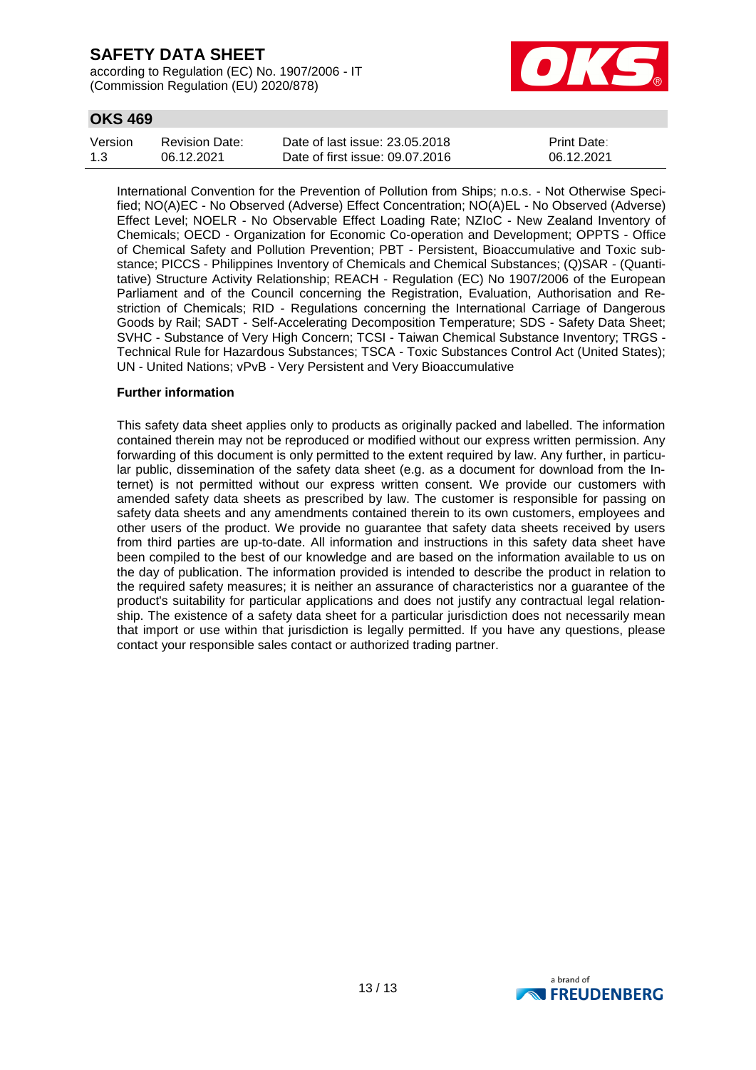International Convention for the Prevention of Pollution from Ships; n.o.s. - Not Otherwise Specified; NO(A)EC - No Observed (Adverse) Effect Concentration; NO(A)EL - No Observed (Adverse) Effect Level; NOELR - No Observable Effect Loading Rate; NZIoC - New Zealand Inventory of Chemicals; OECD - Organization for Economic Co-operation and Development; OPPTS - Office of Chemical Safety and Pollution Prevention; PBT - Persistent, Bioaccumulative and Toxic substance; PICCS - Philippines Inventory of Chemicals and Chemical Substances; (Q)SAR - (Quantitative) Structure Activity Relationship; REACH - Regulation (EC) No 1907/2006 of the European Parliament and of the Council concerning the Registration, Evaluation, Authorisation and Restriction of Chemicals; RID - Regulations concerning the International Carriage of Dangerous Goods by Rail; SADT - Self-Accelerating Decomposition Temperature; SDS - Safety Data Sheet; SVHC - Substance of Very High Concern; TCSI - Taiwan Chemical Substance Inventory; TRGS - Technical Rule for Hazardous Substances; TSCA - Toxic Substances Control Act (United States); UN - United Nations; vPvB - Very Persistent and Very Bioaccumulative

**Further information**

This safety data sheet applies only to products as originally packed and labelled. The information contained therein may not be reproduced or modified without our express written permission. Any forwarding of this document is only permitted to the extent required by law. Any further, in particular public, dissemination of the safety data sheet (e.g. as a document for download from the Internet) is not permitted without our express written consent. We provide our customers with amended safety data sheets as prescribed by law. The customer is responsible for passing on safety data sheets and any amendments contained therein to its own customers, employees and other users of the product. We provide no guarantee that safety data sheets received by users from third parties are up-to-date. All information and instructions in this safety data sheet have been compiled to the best of our knowledge and are based on the information available to us on the day of publication. The information provided is intended to describe the product in relation to the required safety measures; it is neither an assurance of characteristics nor a guarantee of the product's suitability for particular applications and does not justify any contractual legal relationship. The existence of a safety data sheet for a particular jurisdiction does not necessarily mean that import or use within that jurisdiction is legally permitted. If you have any questions, please contact your responsible sales contact or authorized trading partner.